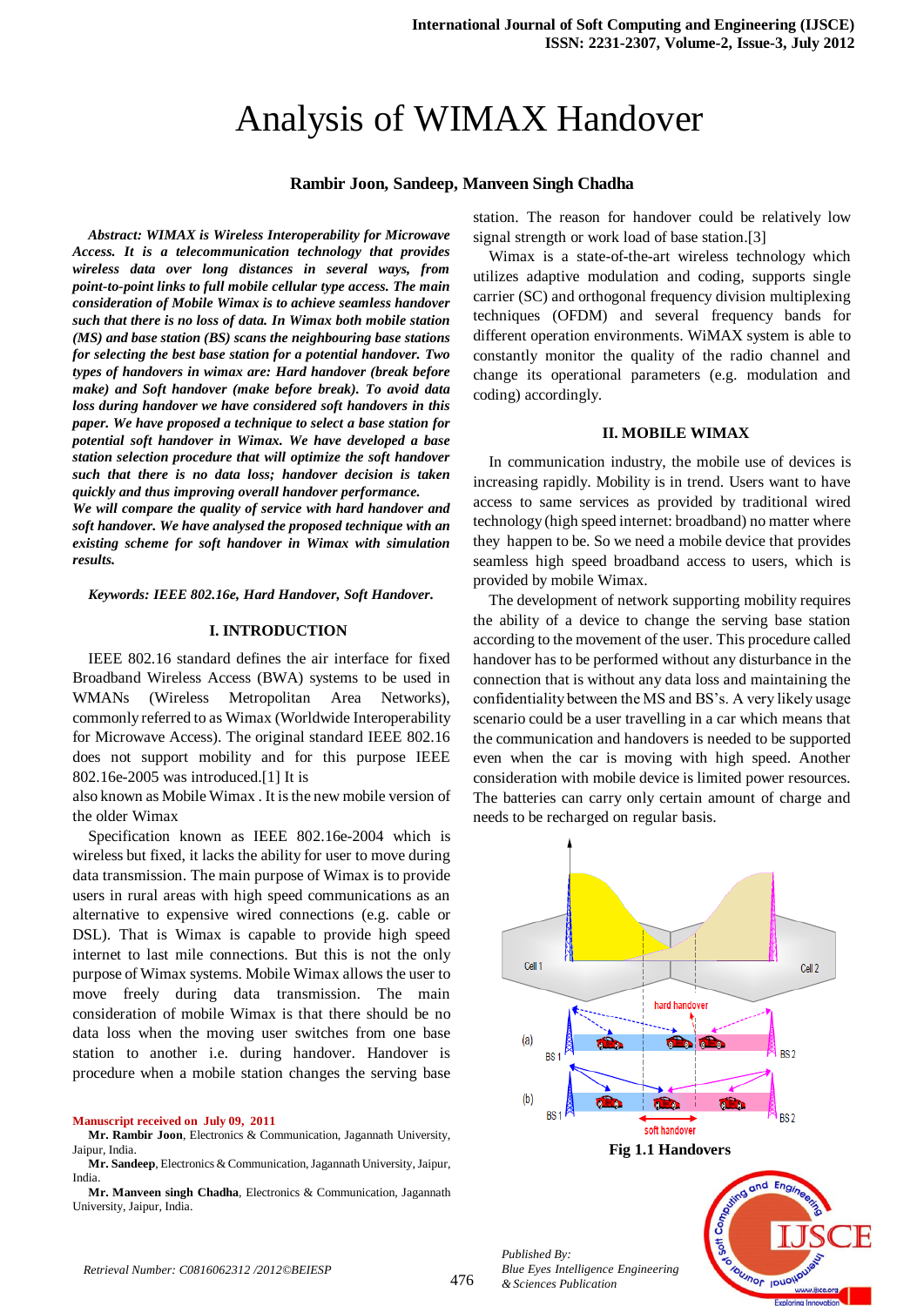# Analysis of WIMAX Handover

**Rambir Joon, Sandeep, Manveen Singh Chadha**

***Abstract: WIMAX is Wireless Interoperability for Microwave Access. It is a telecommunication technology that provides wireless data over long distances in several ways, from point-to-point links to full mobile cellular type access. The main consideration of Mobile Wimax is to achieve seamless handover such that there is no loss of data. In Wimax both mobile station (MS) and base station (BS) scans the neighbouring base stations for selecting the best base station for a potential handover. Two types of handovers in wimax are: Hard handover (break before make) and Soft handover (make before break). To avoid data loss during handover we have considered soft handovers in this paper. We have proposed a technique to select a base station for potential soft handover in Wimax. We have developed a base station selection procedure that will optimize the soft handover such that there is no data loss; handover decision is taken quickly and thus improving overall handover performance.***

***We will compare the quality of service with hard handover and soft handover. We have analysed the proposed technique with an existing scheme for soft handover in Wimax with simulation results.***

***Keywords: IEEE 802.16e, Hard Handover, Soft Handover.***

## I. INTRODUCTION

IEEE 802.16 standard defines the air interface for fixed Broadband Wireless Access (BWA) systems to be used in WMANs (Wireless Metropolitan Area Networks), commonly referred to as Wimax (Worldwide Interoperability for Microwave Access). The original standard IEEE 802.16 does not support mobility and for this purpose IEEE 802.16e-2005 was introduced.[1] It is

also known as Mobile Wimax . It is the new mobile version of the older Wimax

Specification known as IEEE 802.16e-2004 which is wireless but fixed, it lacks the ability for user to move during data transmission. The main purpose of Wimax is to provide users in rural areas with high speed communications as an alternative to expensive wired connections (e.g. cable or DSL). That is Wimax is capable to provide high speed internet to last mile connections. But this is not the only purpose of Wimax systems. Mobile Wimax allows the user to move freely during data transmission. The main consideration of mobile Wimax is that there should be no data loss when the moving user switches from one base station to another i.e. during handover. Handover is procedure when a mobile station changes the serving base station. The reason for handover could be relatively low signal strength or work load of base station.[3]

Wimax is a state-of-the-art wireless technology which utilizes adaptive modulation and coding, supports single carrier (SC) and orthogonal frequency division multiplexing techniques (OFDM) and several frequency bands for different operation environments. WiMAX system is able to constantly monitor the quality of the radio channel and change its operational parameters (e.g. modulation and coding) accordingly.

## II. MOBILE WIMAX

In communication industry, the mobile use of devices is increasing rapidly. Mobility is in trend. Users want to have access to same services as provided by traditional wired technology (high speed internet: broadband) no matter where they happen to be. So we need a mobile device that provides seamless high speed broadband access to users, which is provided by mobile Wimax.

The development of network supporting mobility requires the ability of a device to change the serving base station according to the movement of the user. This procedure called handover has to be performed without any disturbance in the connection that is without any data loss and maintaining the confidentiality between the MS and BS's. A very likely usage scenario could be a user travelling in a car which means that the communication and handovers is needed to be supported even when the car is moving with high speed. Another consideration with mobile device is limited power resources. The batteries can carry only certain amount of charge and needs to be recharged on regular basis.

**Fig 1.1 Handovers**

Manuscript received on July 09, 2011

**Mr. Rambir Joon**, Electronics & Communication, Jagannath University, Jaipur, India.

**Mr. Sandeep**, Electronics & Communication, Jagannath University, Jaipur, India.

**Mr. Manveen singh Chadha**, Electronics & Communication, Jagannath University, Jaipur, India.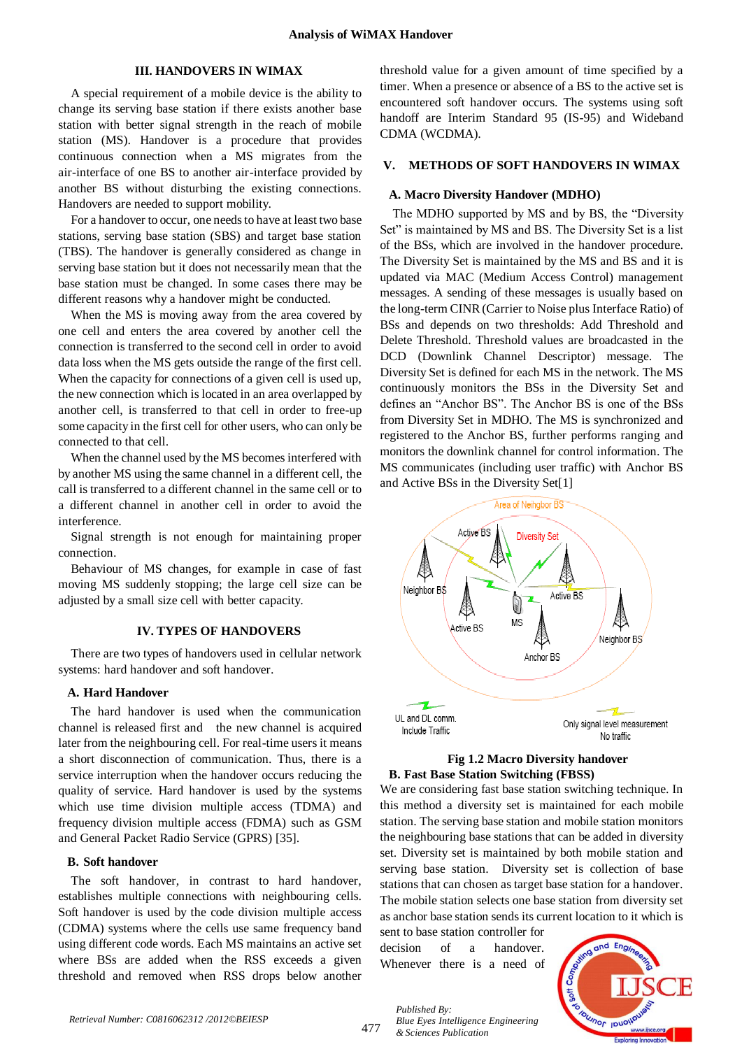## III. HANDOVERS IN WIMAX

A special requirement of a mobile device is the ability to change its serving base station if there exists another base station with better signal strength in the reach of mobile station (MS). Handover is a procedure that provides continuous connection when a MS migrates from the air-interface of one BS to another air-interface provided by another BS without disturbing the existing connections. Handovers are needed to support mobility.

For a handover to occur, one needs to have at least two base stations, serving base station (SBS) and target base station (TBS). The handover is generally considered as change in serving base station but it does not necessarily mean that the base station must be changed. In some cases there may be different reasons why a handover might be conducted.

When the MS is moving away from the area covered by one cell and enters the area covered by another cell the connection is transferred to the second cell in order to avoid data loss when the MS gets outside the range of the first cell. When the capacity for connections of a given cell is used up, the new connection which is located in an area overlapped by another cell, is transferred to that cell in order to free-up some capacity in the first cell for other users, who can only be connected to that cell.

When the channel used by the MS becomes interfered with by another MS using the same channel in a different cell, the call is transferred to a different channel in the same cell or to a different channel in another cell in order to avoid the interference.

Signal strength is not enough for maintaining proper connection.

Behaviour of MS changes, for example in case of fast moving MS suddenly stopping; the large cell size can be adjusted by a small size cell with better capacity.

## IV. TYPES OF HANDOVERS

There are two types of handovers used in cellular network systems: hard handover and soft handover.

### A. Hard Handover

The hard handover is used when the communication channel is released first and the new channel is acquired later from the neighbouring cell. For real-time users it means a short disconnection of communication. Thus, there is a service interruption when the handover occurs reducing the quality of service. Hard handover is used by the systems which use time division multiple access (TDMA) and frequency division multiple access (FDMA) such as GSM and General Packet Radio Service (GPRS) [35].

### B. Soft handover

The soft handover, in contrast to hard handover, establishes multiple connections with neighbouring cells. Soft handover is used by the code division multiple access (CDMA) systems where the cells use same frequency band using different code words. Each MS maintains an active set where BSs are added when the RSS exceeds a given threshold and removed when RSS drops below another threshold value for a given amount of time specified by a timer. When a presence or absence of a BS to the active set is encountered soft handover occurs. The systems using soft handoff are Interim Standard 95 (IS-95) and Wideband CDMA (WCDMA).

## V. METHODS OF SOFT HANDOVERS IN WIMAX

### A. Macro Diversity Handover (MDHO)

The MDHO supported by MS and by BS, the "Diversity Set" is maintained by MS and BS. The Diversity Set is a list of the BSs, which are involved in the handover procedure. The Diversity Set is maintained by the MS and BS and it is updated via MAC (Medium Access Control) management messages. A sending of these messages is usually based on the long-term CINR (Carrier to Noise plus Interface Ratio) of BSs and depends on two thresholds: Add Threshold and Delete Threshold. Threshold values are broadcasted in the DCD (Downlink Channel Descriptor) message. The Diversity Set is defined for each MS in the network. The MS continuously monitors the BSs in the Diversity Set and defines an "Anchor BS". The Anchor BS is one of the BSs from Diversity Set in MDHO. The MS is synchronized and registered to the Anchor BS, further performs ranging and monitors the downlink channel for control information. The MS communicates (including user traffic) with Anchor BS and Active BSs in the Diversity Set[1]

**Fig 1.2 Macro Diversity handover**

### B. Fast Base Station Switching (FBSS)

We are considering fast base station switching technique. In this method a diversity set is maintained for each mobile station. The serving base station and mobile station monitors the neighbouring base stations that can be added in diversity set. Diversity set is maintained by both mobile station and serving base station. Diversity set is collection of base stations that can chosen as target base station for a handover. The mobile station selects one base station from diversity set as anchor base station sends its current location to it which is sent to base station controller for decision of a handover. Whenever there is a need of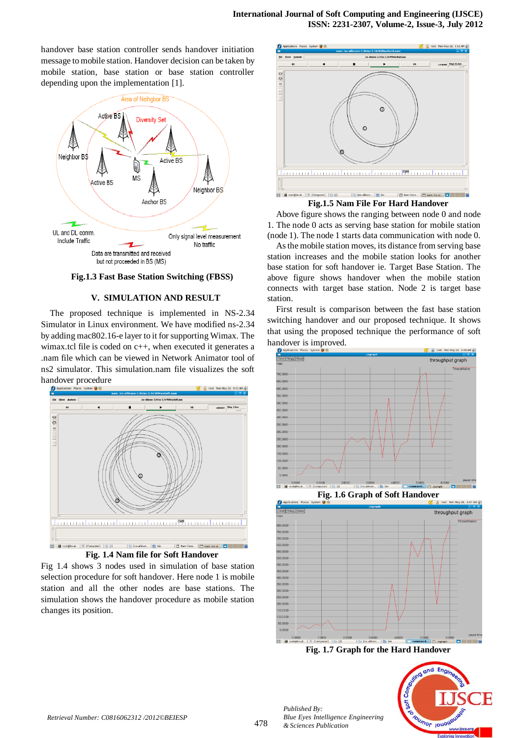handover base station controller sends handover initiation message to mobile station. Handover decision can be taken by mobile station, base station or base station controller depending upon the implementation [1].

Fig.1.3 Fast Base Station Switching (FBSS)

## V. SIMULATION AND RESULT

The proposed technique is implemented in NS-2.34 Simulator in Linux environment. We have modified ns-2.34 by adding mac802.16-e layer to it for supporting Wimax. The wimax.tcl file is coded on c++, when executed it generates a .nam file which can be viewed in Network Animator tool of ns2 simulator. This simulation.nam file visualizes the soft handover procedure

Fig. 1.4 Nam file for Soft Handover

Fig 1.4 shows 3 nodes used in simulation of base station selection procedure for soft handover. Here node 1 is mobile station and all the other nodes are base stations. The simulation shows the handover procedure as mobile station changes its position.

Fig.1.5 Nam File For Hard Handover

Above figure shows the ranging between node 0 and node 1. The node 0 acts as serving base station for mobile station (node 1). The node 1 starts data communication with node 0.

As the mobile station moves, its distance from serving base station increases and the mobile station looks for another base station for soft handover ie. Target Base Station. The above figure shows handover when the mobile station connects with target base station. Node 2 is target base station.

First result is comparison between the fast base station switching handover and our proposed technique. It shows that using the proposed technique the performance of soft handover is improved.

Fig. 1.6 Graph of Soft Handover

Fig. 1.7 Graph for the Hard Handover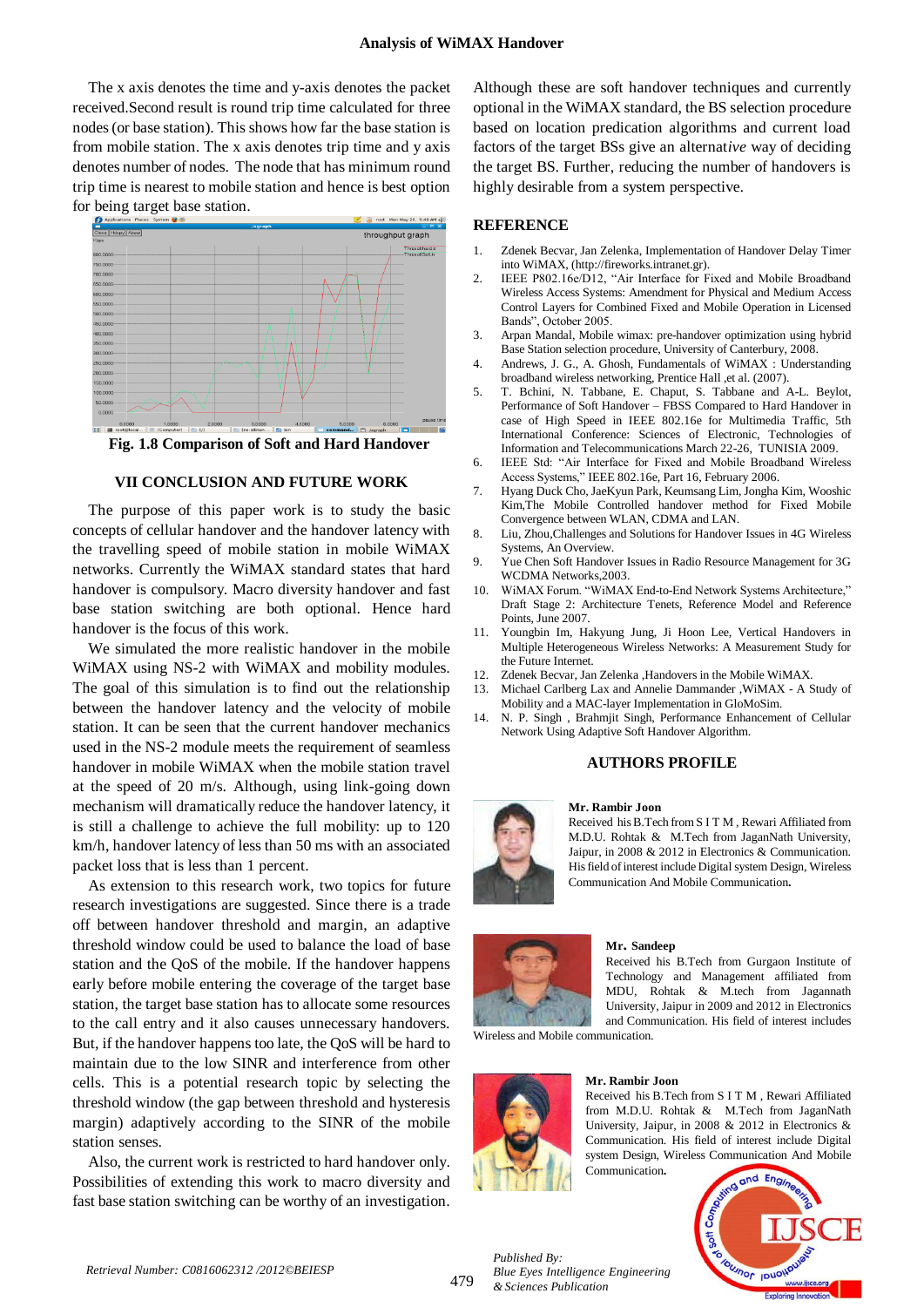The x axis denotes the time and y-axis denotes the packet received.Second result is round trip time calculated for three nodes (or base station). This shows how far the base station) is from mobile station. The x axis denotes trip time and y axis denotes number of nodes. The node that has minimum round trip time is nearest to mobile station and hence is best option for being target base station.

throughput graph

**Fig. 1.8 Comparison of Soft and Hard Handover**

## VII CONCLUSION AND FUTURE WORK

The purpose of this paper work is to study the basic concepts of cellular handover and the handover latency with the travelling speed of mobile station in mobile WiMAX networks. Currently the WiMAX standard states that hard handover is compulsory. Macro diversity handover and fast base station switching are both optional. Hence hard handover is the focus of this work.

We simulated the more realistic handover in the mobile WiMAX using NS-2 with WiMAX and mobility modules. The goal of this simulation is to find out the relationship between the handover latency and the velocity of mobile station. It can be seen that the current handover mechanics used in the NS-2 module meets the requirement of seamless handover in mobile WiMAX when the mobile station travel at the speed of 20 m/s. Although, using link-going down mechanism will dramatically reduce the handover latency, it is still a challenge to achieve the full mobility: up to 120 km/h, handover latency of less than 50 ms with an associated packet loss that is less than 1 percent.

As extension to this research work, two topics for future research investigations are suggested. Since there is a trade off between handover threshold and margin, an adaptive threshold window could be used to balance the load of base station and the QoS of the mobile. If the handover happens early before mobile entering the coverage of the target base station, the target base station has to allocate some resources to the call entry and it also causes unnecessary handovers. But, if the handover happens too late, the QoS will be hard to maintain due to the low SINR and interference from other cells. This is a potential research topic by selecting the threshold window (the gap between threshold and hysteresis margin) adaptively according to the SINR of the mobile station senses.

Also, the current work is restricted to hard handover only. Possibilities of extending this work to macro diversity and fast base station switching can be worthy of an investigation. Although these are soft handover techniques and currently optional in the WiMAX standard, the BS selection procedure based on location predication algorithms and current load factors of the target BSs give an alternat*ive* way of deciding the target BS. Further, reducing the number of handovers is highly desirable from a system perspective.

## REFERENCE

1. Zdenek Becvar, Jan Zelenka, Implementation of Handover Delay Timer into WiMAX, (http://fireworks.intranet.gr).
2. IEEE P802.16e/D12, "Air Interface for Fixed and Mobile Broadband Wireless Access Systems: Amendment for Physical and Medium Access Control Layers for Combined Fixed and Mobile Operation in Licensed Bands", October 2005.
3. Arpan Mandal, Mobile wimax: pre-handover optimization using hybrid Base Station selection procedure, University of Canterbury, 2008.
4. Andrews, J. G., A. Ghosh, Fundamentals of WiMAX : Understanding broadband wireless networking, Prentice Hall ,et al. (2007).
5. T. Bchini, N. Tabbane, E. Chaput, S. Tabbane and A-L. Beylot, Performance of Soft Handover – FBSS Compared to Hard Handover in case of High Speed in IEEE 802.16e for Multimedia Traffic, 5th International Conference: Sciences of Electronic, Technologies of Information and Telecommunications March 22-26, TUNISIA 2009.
6. IEEE Std: "Air Interface for Fixed and Mobile Broadband Wireless Access Systems," IEEE 802.16e, Part 16, February 2006.
7. Hyang Duck Cho, JaeKyun Park, Keumsang Lim, Jongha Kim, Wooshic Kim,The Mobile Controlled handover method for Fixed Mobile Convergence between WLAN, CDMA and LAN.
8. Liu, Zhou,Challenges and Solutions for Handover Issues in 4G Wireless Systems, An Overview.
9. Yue Chen Soft Handover Issues in Radio Resource Management for 3G WCDMA Networks,2003.
10. WiMAX Forum. "WiMAX End-to-End Network Systems Architecture," Draft Stage 2: Architecture Tenets, Reference Model and Reference Points, June 2007.
11. Youngbin Im, Hakyung Jung, Ji Hoon Lee, Vertical Handovers in Multiple Heterogeneous Wireless Networks: A Measurement Study for the Future Internet.
12. Zdenek Becvar, Jan Zelenka ,Handovers in the Mobile WiMAX.
13. Michael Carlberg Lax and Annelie Dammander ,WiMAX - A Study of Mobility and a MAC-layer Implementation in GloMoSim.
14. N. P. Singh , Brahmjit Singh, Performance Enhancement of Cellular Network Using Adaptive Soft Handover Algorithm.

## AUTHORS PROFILE

**Mr. Rambir Joon**
Received his B.Tech from S I T M , Rewari Affiliated from M.D.U. Rohtak & M.Tech from JaganNath University, Jaipur, in 2008 & 2012 in Electronics & Communication. His field of interest include Digital system Design, Wireless Communication And Mobile Communication**.**

**Mr. Sandeep**
Received his B.Tech from Gurgaon Institute of Technology and Management affiliated from MDU, Rohtak & M.tech from Jagannath University, Jaipur in 2009 and 2012 in Electronics and Communication. His field of interest includes Wireless and Mobile communication.

**Mr. Rambir Joon**
Received his B.Tech from S I T M , Rewari Affiliated from M.D.U. Rohtak & M.Tech from JaganNath University, Jaipur, in 2008 & 2012 in Electronics & Communication. His field of interest include Digital system Design, Wireless Communication And Mobile Communication**.**